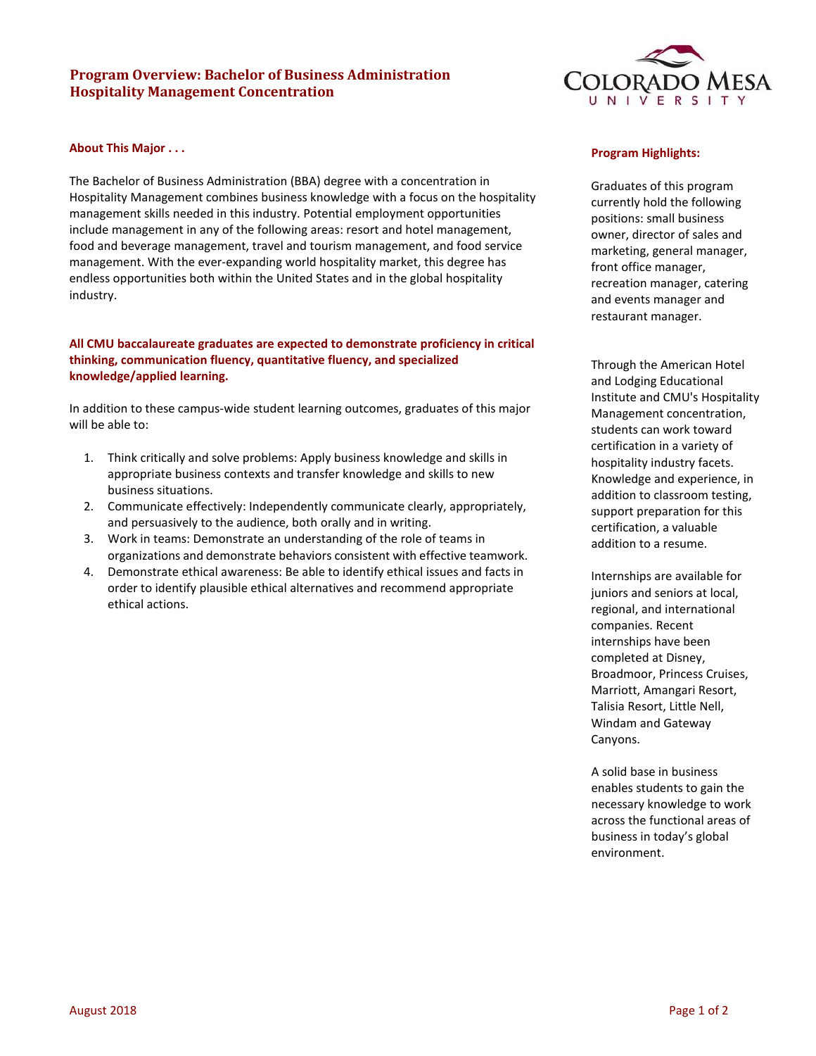# Program Overview: Bachelor of Business Administration
# Hospitality Management Concentration

## About This Major . . .

The Bachelor of Business Administration (BBA) degree with a concentration in Hospitality Management combines business knowledge with a focus on the hospitality management skills needed in this industry. Potential employment opportunities include management in any of the following areas: resort and hotel management, food and beverage management, travel and tourism management, and food service management. With the ever-expanding world hospitality market, this degree has endless opportunities both within the United States and in the global hospitality industry.

**All CMU baccalaureate graduates are expected to demonstrate proficiency in critical thinking, communication fluency, quantitative fluency, and specialized knowledge/applied learning.**

In addition to these campus-wide student learning outcomes, graduates of this major will be able to:

1. Think critically and solve problems: Apply business knowledge and skills in appropriate business contexts and transfer knowledge and skills to new business situations.
2. Communicate effectively: Independently communicate clearly, appropriately, and persuasively to the audience, both orally and in writing.
3. Work in teams: Demonstrate an understanding of the role of teams in organizations and demonstrate behaviors consistent with effective teamwork.
4. Demonstrate ethical awareness: Be able to identify ethical issues and facts in order to identify plausible ethical alternatives and recommend appropriate ethical actions.

## Program Highlights:

Graduates of this program currently hold the following positions: small business owner, director of sales and marketing, general manager, front office manager, recreation manager, catering and events manager and restaurant manager.

Through the American Hotel and Lodging Educational Institute and CMU's Hospitality Management concentration, students can work toward certification in a variety of hospitality industry facets. Knowledge and experience, in addition to classroom testing, support preparation for this certification, a valuable addition to a resume.

Internships are available for juniors and seniors at local, regional, and international companies. Recent internships have been completed at Disney, Broadmoor, Princess Cruises, Marriott, Amangari Resort, Talisia Resort, Little Nell, Windam and Gateway Canyons.

A solid base in business enables students to gain the necessary knowledge to work across the functional areas of business in today's global environment.

August 2018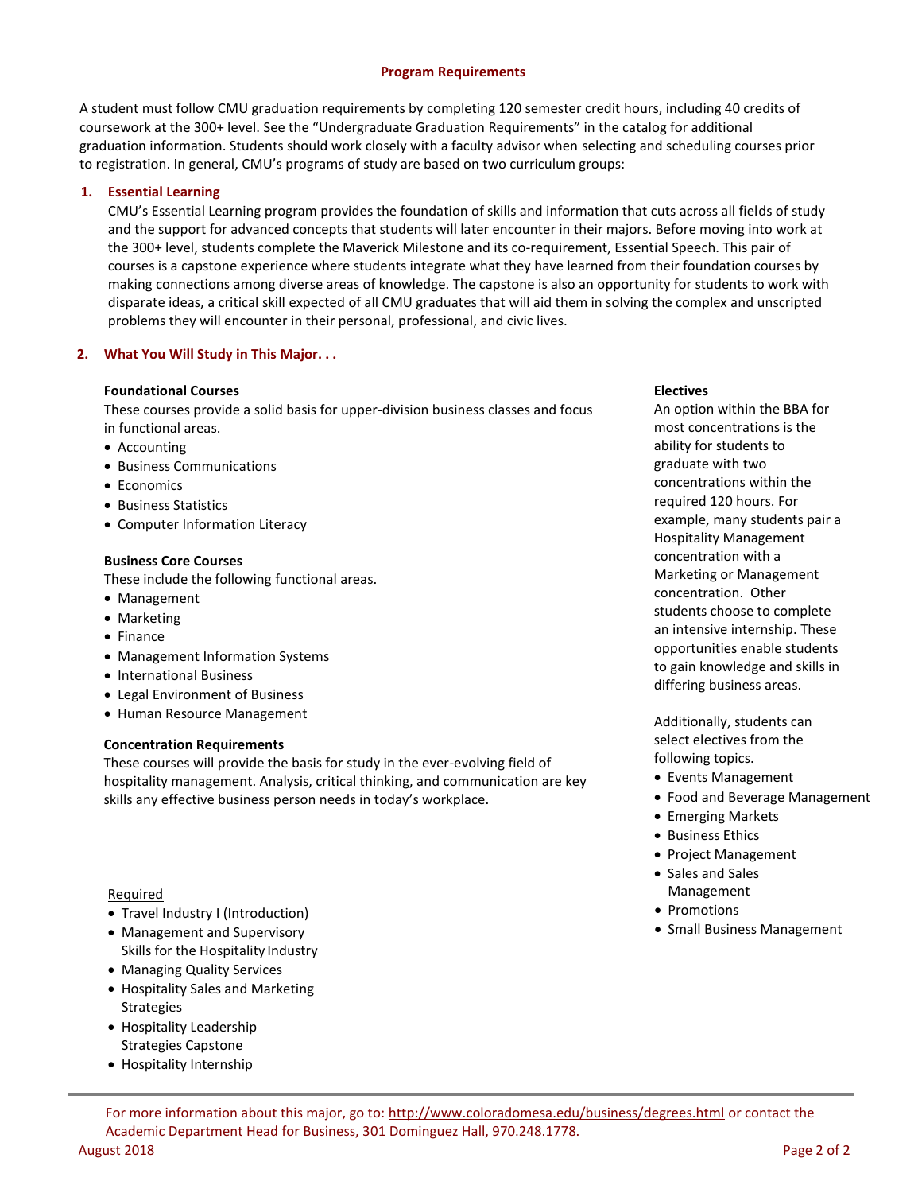## Program Requirements

A student must follow CMU graduation requirements by completing 120 semester credit hours, including 40 credits of coursework at the 300+ level. See the "Undergraduate Graduation Requirements" in the catalog for additional graduation information. Students should work closely with a faculty advisor when selecting and scheduling courses prior to registration. In general, CMU's programs of study are based on two curriculum groups:

### 1. Essential Learning

CMU's Essential Learning program provides the foundation of skills and information that cuts across all fields of study and the support for advanced concepts that students will later encounter in their majors. Before moving into work at the 300+ level, students complete the Maverick Milestone and its co-requirement, Essential Speech. This pair of courses is a capstone experience where students integrate what they have learned from their foundation courses by making connections among diverse areas of knowledge. The capstone is also an opportunity for students to work with disparate ideas, a critical skill expected of all CMU graduates that will aid them in solving the complex and unscripted problems they will encounter in their personal, professional, and civic lives.

### 2. What You Will Study in This Major. . .

**Foundational Courses**

These courses provide a solid basis for upper-division business classes and focus in functional areas.

- Accounting
- Business Communications
- Economics
- Business Statistics
- Computer Information Literacy

**Business Core Courses**

These include the following functional areas.

- Management
- Marketing
- Finance
- Management Information Systems
- International Business
- Legal Environment of Business
- Human Resource Management

**Concentration Requirements**

These courses will provide the basis for study in the ever-evolving field of hospitality management. Analysis, critical thinking, and communication are key skills any effective business person needs in today's workplace.

Required

- Travel Industry I (Introduction)
- Management and Supervisory Skills for the Hospitality Industry
- Managing Quality Services
- Hospitality Sales and Marketing Strategies
- Hospitality Leadership Strategies Capstone
- Hospitality Internship

**Electives**

An option within the BBA for most concentrations is the ability for students to graduate with two concentrations within the required 120 hours. For example, many students pair a Hospitality Management concentration with a Marketing or Management concentration. Other students choose to complete an intensive internship. These opportunities enable students to gain knowledge and skills in differing business areas.

Additionally, students can select electives from the following topics.

- Events Management
- Food and Beverage Management
- Emerging Markets
- Business Ethics
- Project Management
- Sales and Sales Management
- Promotions
- Small Business Management

For more information about this major, go to: http://www.coloradomesa.edu/business/degrees.html or contact the Academic Department Head for Business, 301 Dominguez Hall, 970.248.1778.

August 2018